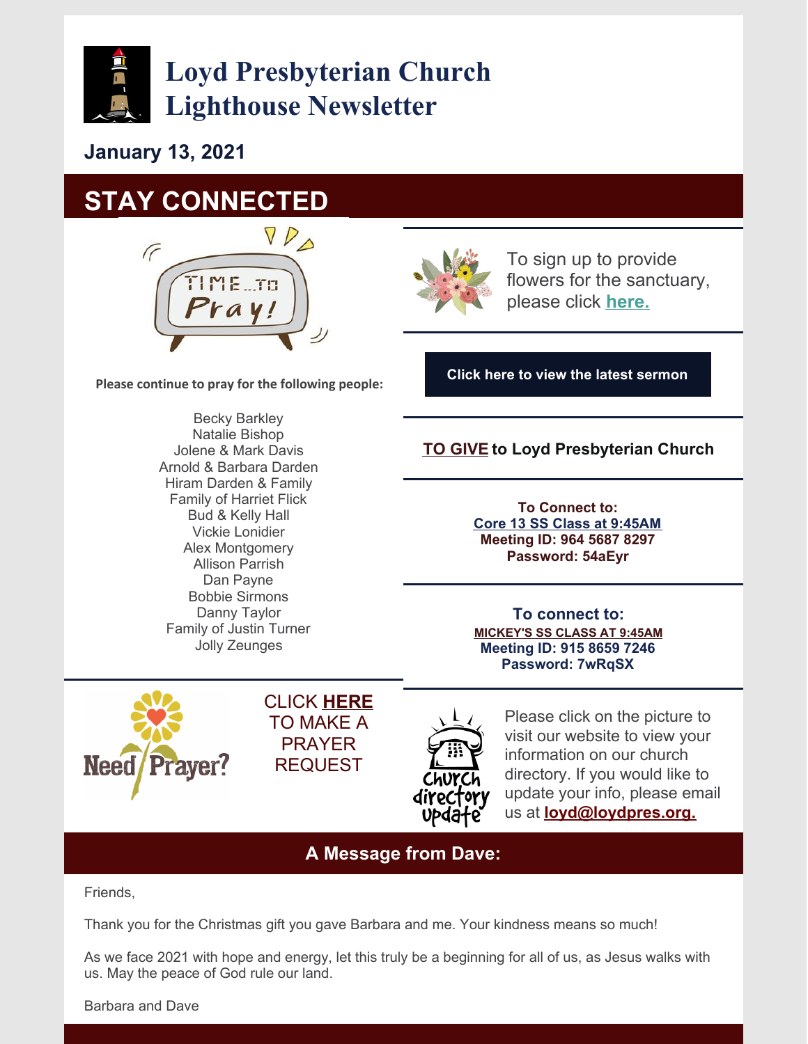# Loyd Presbyterian Church Lighthouse Newsletter

**January 13, 2021**

## STAY CONNECTED

**Please continue to pray for the following people:**

Becky Barkley
Natalie Bishop
Jolene & Mark Davis
Arnold & Barbara Darden
Hiram Darden & Family
Family of Harriet Flick
Bud & Kelly Hall
Vickie Lonidier
Alex Montgomery
Allison Parrish
Dan Payne
Bobbie Sirmons
Danny Taylor
Family of Justin Turner
Jolly Zeunges

CLICK **HERE** TO MAKE A PRAYER REQUEST

To sign up to provide flowers for the sanctuary, please click **here.**

**Click here to view the latest sermon**

**TO GIVE to Loyd Presbyterian Church**

**To Connect to:**
**Core 13 SS Class at 9:45AM**
**Meeting ID: 964 5687 8297**
**Password: 54aEyr**

**To connect to:**
**MICKEY'S SS CLASS AT 9:45AM**
**Meeting ID: 915 8659 7246**
**Password: 7wRqSX**

Please click on the picture to visit our website to view your information on our church directory. If you would like to update your info, please email us at **loyd@loydpres.org.**

## A Message from Dave:

Friends,

Thank you for the Christmas gift you gave Barbara and me. Your kindness means so much!

As we face 2021 with hope and energy, let this truly be a beginning for all of us, as Jesus walks with us. May the peace of God rule our land.

Barbara and Dave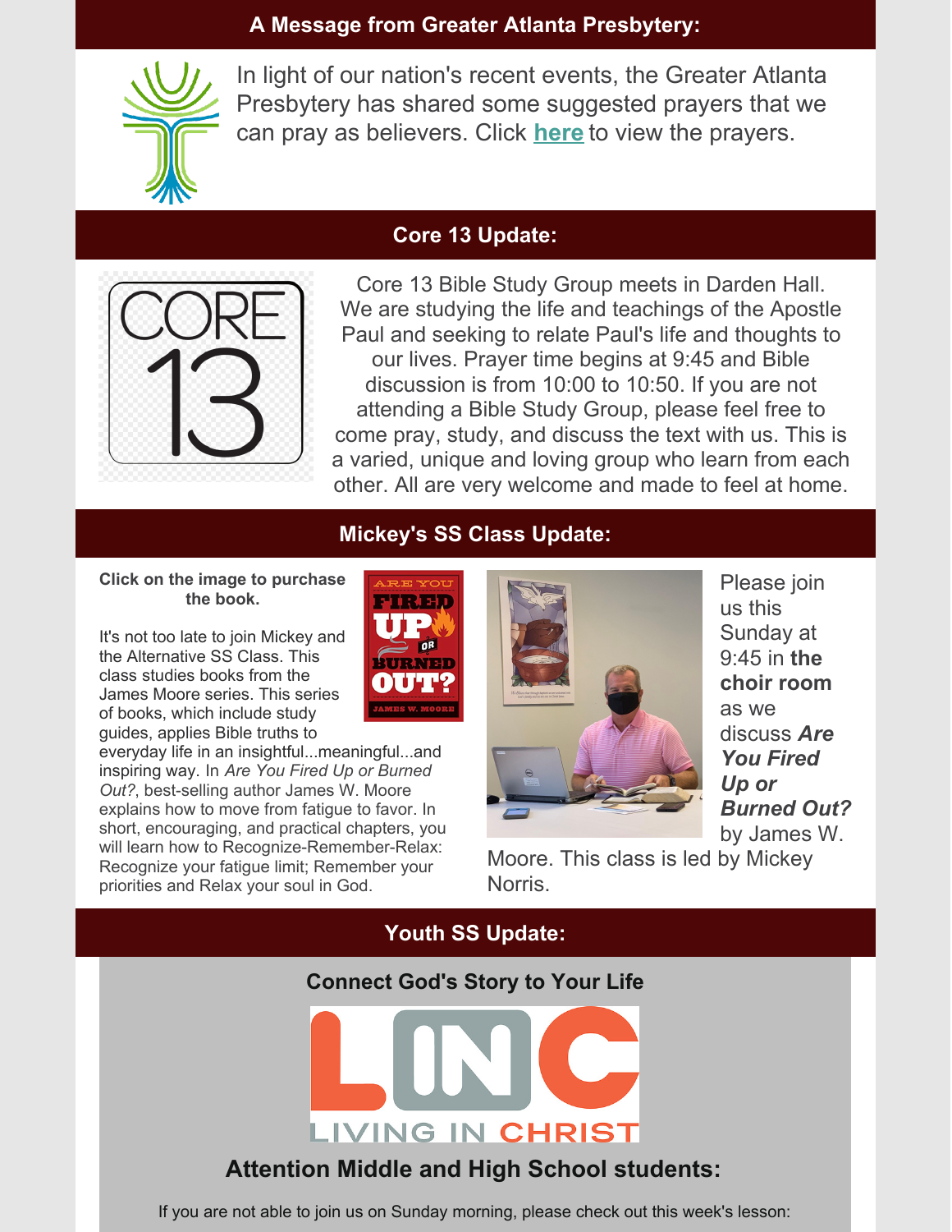## A Message from Greater Atlanta Presbytery:

In light of our nation's recent events, the Greater Atlanta Presbytery has shared some suggested prayers that we can pray as believers. Click **here** to view the prayers.

## Core 13 Update:

Core 13 Bible Study Group meets in Darden Hall. We are studying the life and teachings of the Apostle Paul and seeking to relate Paul's life and thoughts to our lives. Prayer time begins at 9:45 and Bible discussion is from 10:00 to 10:50. If you are not attending a Bible Study Group, please feel free to come pray, study, and discuss the text with us. This is a varied, unique and loving group who learn from each other. All are very welcome and made to feel at home.

## Mickey's SS Class Update:

**Click on the image to purchase the book.**

It's not too late to join Mickey and the Alternative SS Class. This class studies books from the James Moore series. This series of books, which include study guides, applies Bible truths to everyday life in an insightful...meaningful...and inspiring way. In *Are You Fired Up or Burned Out?*, best-selling author James W. Moore explains how to move from fatigue to favor. In short, encouraging, and practical chapters, you will learn how to Recognize-Remember-Relax: Recognize your fatigue limit; Remember your priorities and Relax your soul in God.

Please join us this Sunday at 9:45 in **the choir room** as we discuss ***Are You Fired Up or Burned Out?*** by James W. Moore. This class is led by Mickey Norris.

## Youth SS Update:

### Connect God's Story to Your Life

LINC
LIVING IN CHRIST

### Attention Middle and High School students:

If you are not able to join us on Sunday morning, please check out this week's lesson: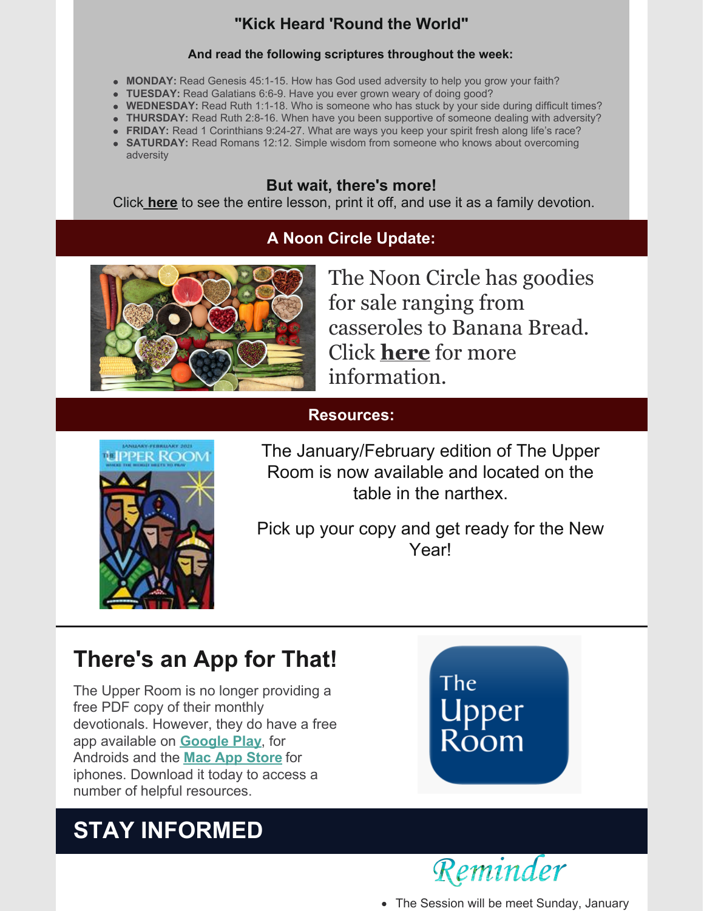### "Kick Heard 'Round the World"

**And read the following scriptures throughout the week:**

- **MONDAY:** Read Genesis 45:1-15. How has God used adversity to help you grow your faith?
- **TUESDAY:** Read Galatians 6:6-9. Have you ever grown weary of doing good?
- **WEDNESDAY:** Read Ruth 1:1-18. Who is someone who has stuck by your side during difficult times?
- **THURSDAY:** Read Ruth 2:8-16. When have you been supportive of someone dealing with adversity?
- **FRIDAY:** Read 1 Corinthians 9:24-27. What are ways you keep your spirit fresh along life's race?
- **SATURDAY:** Read Romans 12:12. Simple wisdom from someone who knows about overcoming adversity

**But wait, there's more!**
Click **here** to see the entire lesson, print it off, and use it as a family devotion.

## A Noon Circle Update:

The Noon Circle has goodies for sale ranging from casseroles to Banana Bread. Click **here** for more information.

## Resources:

The January/February edition of The Upper Room is now available and located on the table in the narthex.

Pick up your copy and get ready for the New Year!

## There's an App for That!

The Upper Room is no longer providing a free PDF copy of their monthly devotionals. However, they do have a free app available on **Google Play**, for Androids and the **Mac App Store** for iphones. Download it today to access a number of helpful resources.

## STAY INFORMED

*Reminder*

- The Session will be meet Sunday, January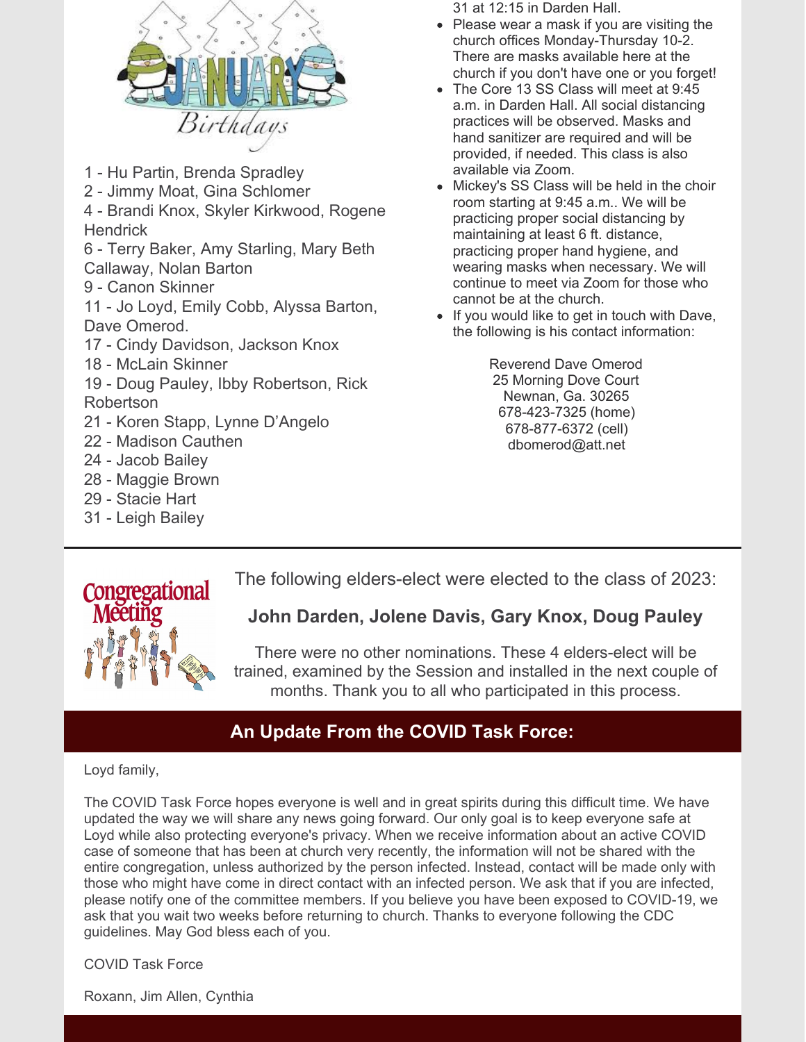January Birthdays

1 - Hu Partin, Brenda Spradley
2 - Jimmy Moat, Gina Schlomer
4 - Brandi Knox, Skyler Kirkwood, Rogene Hendrick
6 - Terry Baker, Amy Starling, Mary Beth Callaway, Nolan Barton
9 - Canon Skinner
11 - Jo Loyd, Emily Cobb, Alyssa Barton, Dave Omerod.
17 - Cindy Davidson, Jackson Knox
18 - McLain Skinner
19 - Doug Pauley, Ibby Robertson, Rick Robertson
21 - Koren Stapp, Lynne D'Angelo
22 - Madison Cauthen
24 - Jacob Bailey
28 - Maggie Brown
29 - Stacie Hart
31 - Leigh Bailey

31 at 12:15 in Darden Hall.

- Please wear a mask if you are visiting the church offices Monday-Thursday 10-2. There are masks available here at the church if you don't have one or you forget!
- The Core 13 SS Class will meet at 9:45 a.m. in Darden Hall. All social distancing practices will be observed. Masks and hand sanitizer are required and will be provided, if needed. This class is also available via Zoom.
- Mickey's SS Class will be held in the choir room starting at 9:45 a.m.. We will be practicing proper social distancing by maintaining at least 6 ft. distance, practicing proper hand hygiene, and wearing masks when necessary. We will continue to meet via Zoom for those who cannot be at the church.
- If you would like to get in touch with Dave, the following is his contact information:

Reverend Dave Omerod
25 Morning Dove Court
Newnan, Ga. 30265
678-423-7325 (home)
678-877-6372 (cell)
dbomerod@att.net

Congregational Meeting

The following elders-elect were elected to the class of 2023:

**John Darden, Jolene Davis, Gary Knox, Doug Pauley**

There were no other nominations. These 4 elders-elect will be trained, examined by the Session and installed in the next couple of months. Thank you to all who participated in this process.

## An Update From the COVID Task Force:

Loyd family,

The COVID Task Force hopes everyone is well and in great spirits during this difficult time. We have updated the way we will share any news going forward. Our only goal is to keep everyone safe at Loyd while also protecting everyone's privacy. When we receive information about an active COVID case of someone that has been at church very recently, the information will not be shared with the entire congregation, unless authorized by the person infected. Instead, contact will be made only with those who might have come in direct contact with an infected person. We ask that if you are infected, please notify one of the committee members. If you believe you have been exposed to COVID-19, we ask that you wait two weeks before returning to church. Thanks to everyone following the CDC guidelines. May God bless each of you.

COVID Task Force

Roxann, Jim Allen, Cynthia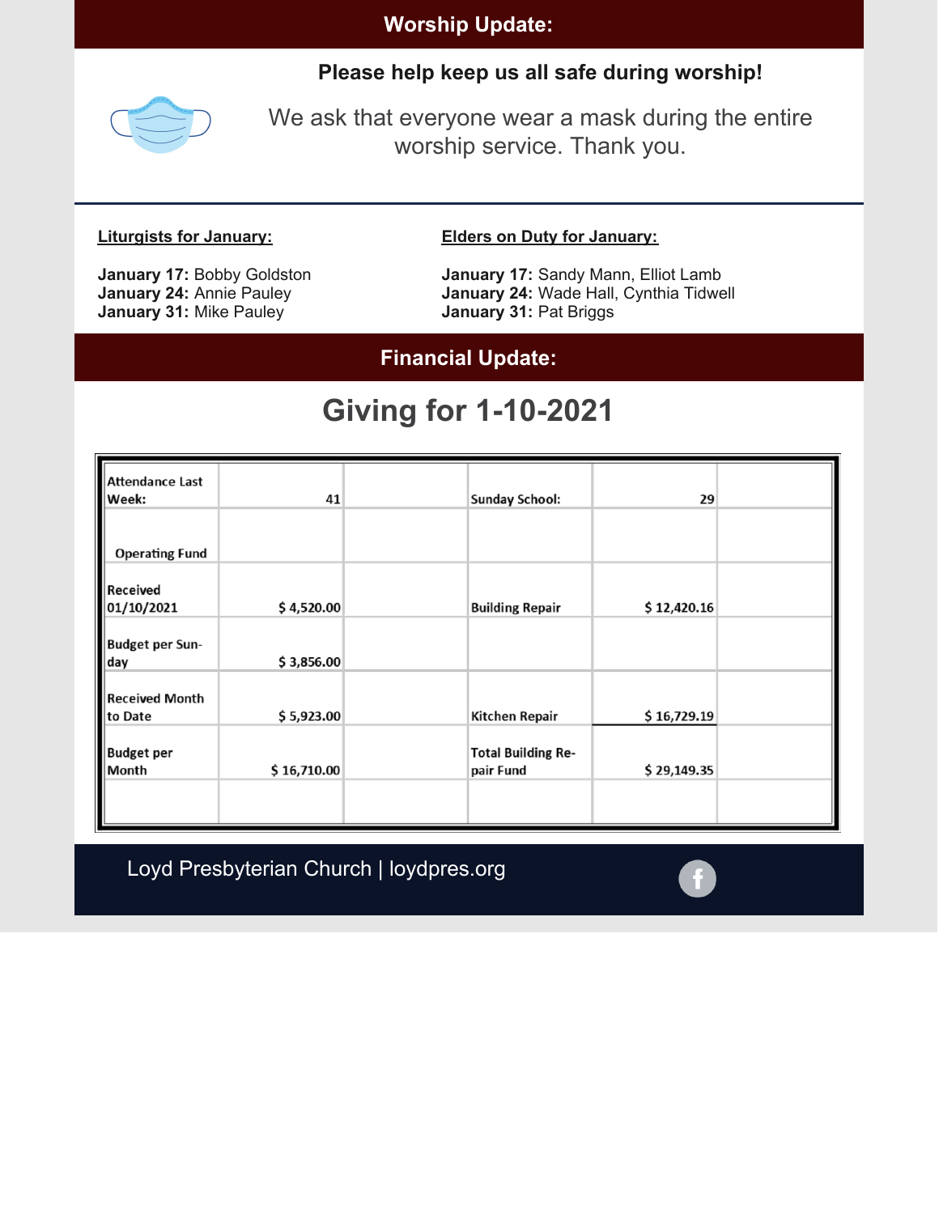## Worship Update:

**Please help keep us all safe during worship!**

We ask that everyone wear a mask during the entire worship service. Thank you.

**Liturgists for January:**

**January 17:** Bobby Goldston
**January 24:** Annie Pauley
**January 31:** Mike Pauley

**Elders on Duty for January:**

**January 17:** Sandy Mann, Elliot Lamb
**January 24:** Wade Hall, Cynthia Tidwell
**January 31:** Pat Briggs

## Financial Update:

# Giving for 1-10-2021

| | | | | | |
|---|---|---|---|---|---|
| Attendance Last Week: | 41 | | Sunday School: | 29 | |
| Operating Fund | | | | | |
| Received 01/10/2021 | $ 4,520.00 | | Building Repair | $ 12,420.16 | |
| Budget per Sunday | $ 3,856.00 | | | | |
| Received Month to Date | $ 5,923.00 | | Kitchen Repair | $ 16,729.19 | |
| Budget per Month | $ 16,710.00 | | Total Building Repair Fund | $ 29,149.35 | |
| | | | | | |

Loyd Presbyterian Church | loydpres.org